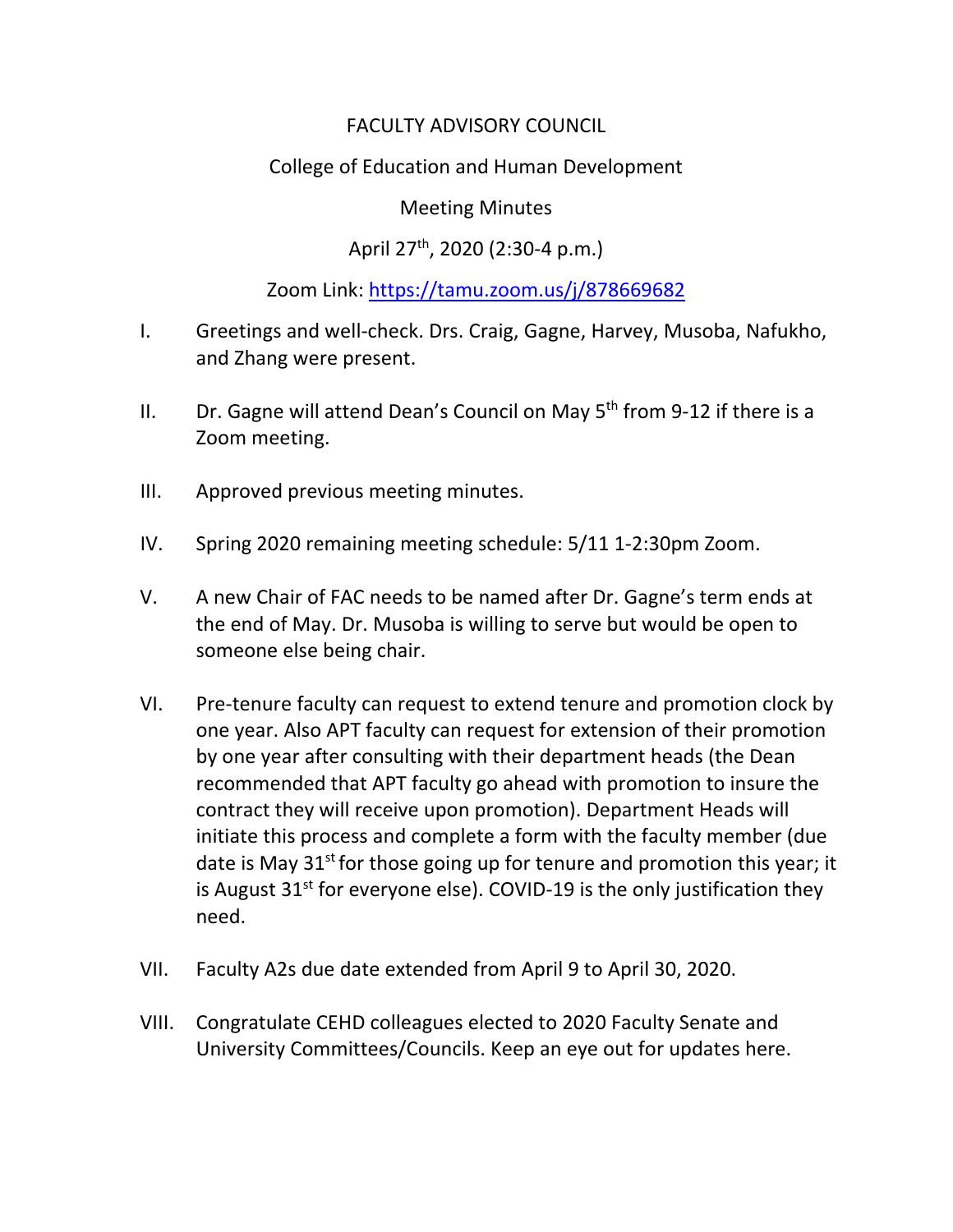FACULTY ADVISORY COUNCIL

College of Education and Human Development

Meeting Minutes

April 27th, 2020 (2:30-4 p.m.)

Zoom Link: [https://tamu.zoom.us/j/878669682](https://tamu.zoom.us/j/878669682)

I. Greetings and well-check. Drs. Craig, Gagne, Harvey, Musoba, Nafukho, and Zhang were present.

II. Dr. Gagne will attend Dean's Council on May 5th from 9-12 if there is a Zoom meeting.

III. Approved previous meeting minutes.

IV. Spring 2020 remaining meeting schedule: 5/11 1-2:30pm Zoom.

V. A new Chair of FAC needs to be named after Dr. Gagne's term ends at the end of May. Dr. Musoba is willing to serve but would be open to someone else being chair.

VI. Pre-tenure faculty can request to extend tenure and promotion clock by one year. Also APT faculty can request for extension of their promotion by one year after consulting with their department heads (the Dean recommended that APT faculty go ahead with promotion to insure the contract they will receive upon promotion). Department Heads will initiate this process and complete a form with the faculty member (due date is May 31st for those going up for tenure and promotion this year; it is August 31st for everyone else). COVID-19 is the only justification they need.

VII. Faculty A2s due date extended from April 9 to April 30, 2020.

VIII. Congratulate CEHD colleagues elected to 2020 Faculty Senate and University Committees/Councils. Keep an eye out for updates here.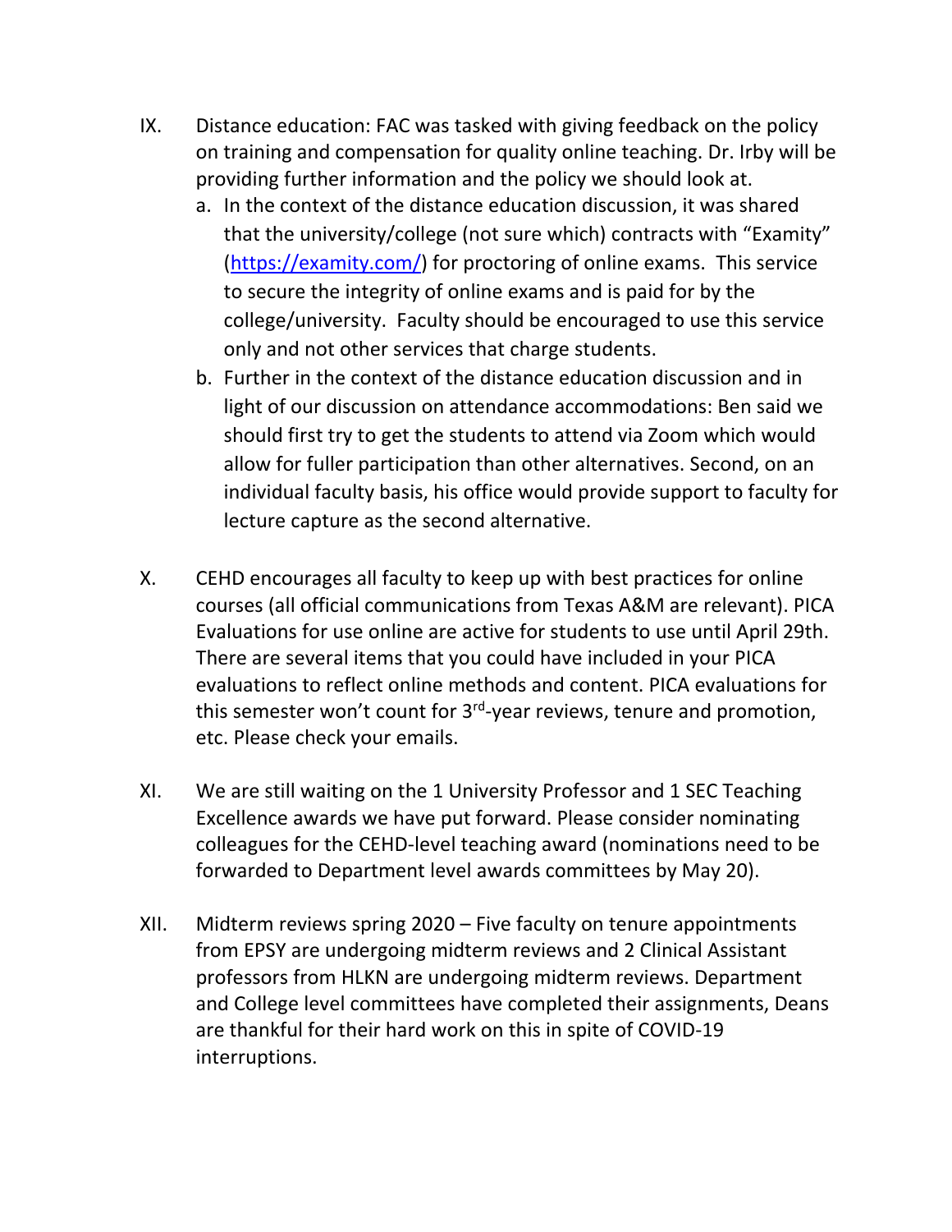IX. Distance education: FAC was tasked with giving feedback on the policy on training and compensation for quality online teaching. Dr. Irby will be providing further information and the policy we should look at.

   a. In the context of the distance education discussion, it was shared that the university/college (not sure which) contracts with "Examity" (https://examity.com/) for proctoring of online exams. This service to secure the integrity of online exams and is paid for by the college/university. Faculty should be encouraged to use this service only and not other services that charge students.

   b. Further in the context of the distance education discussion and in light of our discussion on attendance accommodations: Ben said we should first try to get the students to attend via Zoom which would allow for fuller participation than other alternatives. Second, on an individual faculty basis, his office would provide support to faculty for lecture capture as the second alternative.

X. CEHD encourages all faculty to keep up with best practices for online courses (all official communications from Texas A&M are relevant). PICA Evaluations for use online are active for students to use until April 29th. There are several items that you could have included in your PICA evaluations to reflect online methods and content. PICA evaluations for this semester won't count for 3rd-year reviews, tenure and promotion, etc. Please check your emails.

XI. We are still waiting on the 1 University Professor and 1 SEC Teaching Excellence awards we have put forward. Please consider nominating colleagues for the CEHD-level teaching award (nominations need to be forwarded to Department level awards committees by May 20).

XII. Midterm reviews spring 2020 – Five faculty on tenure appointments from EPSY are undergoing midterm reviews and 2 Clinical Assistant professors from HLKN are undergoing midterm reviews. Department and College level committees have completed their assignments, Deans are thankful for their hard work on this in spite of COVID-19 interruptions.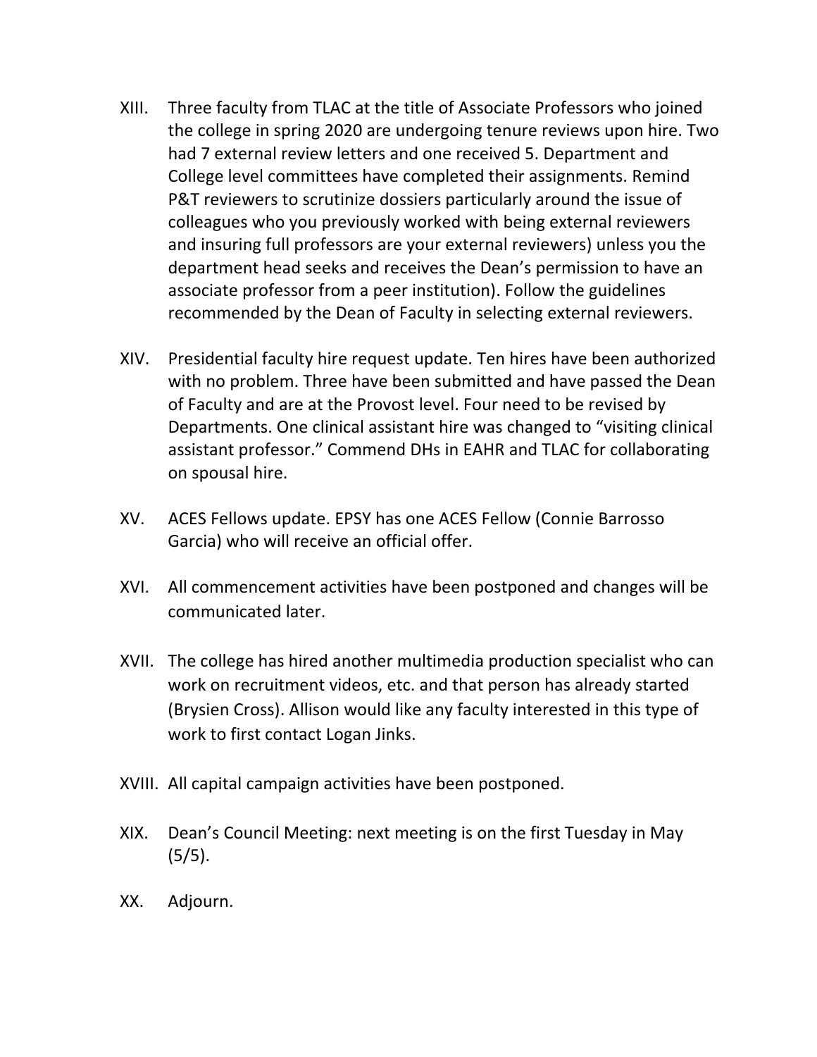XIII. Three faculty from TLAC at the title of Associate Professors who joined the college in spring 2020 are undergoing tenure reviews upon hire. Two had 7 external review letters and one received 5. Department and College level committees have completed their assignments. Remind P&T reviewers to scrutinize dossiers particularly around the issue of colleagues who you previously worked with being external reviewers and insuring full professors are your external reviewers) unless you the department head seeks and receives the Dean's permission to have an associate professor from a peer institution). Follow the guidelines recommended by the Dean of Faculty in selecting external reviewers.

XIV. Presidential faculty hire request update. Ten hires have been authorized with no problem. Three have been submitted and have passed the Dean of Faculty and are at the Provost level. Four need to be revised by Departments. One clinical assistant hire was changed to "visiting clinical assistant professor." Commend DHs in EAHR and TLAC for collaborating on spousal hire.

XV. ACES Fellows update. EPSY has one ACES Fellow (Connie Barrosso Garcia) who will receive an official offer.

XVI. All commencement activities have been postponed and changes will be communicated later.

XVII. The college has hired another multimedia production specialist who can work on recruitment videos, etc. and that person has already started (Brysien Cross). Allison would like any faculty interested in this type of work to first contact Logan Jinks.

XVIII. All capital campaign activities have been postponed.

XIX. Dean's Council Meeting: next meeting is on the first Tuesday in May (5/5).

XX. Adjourn.